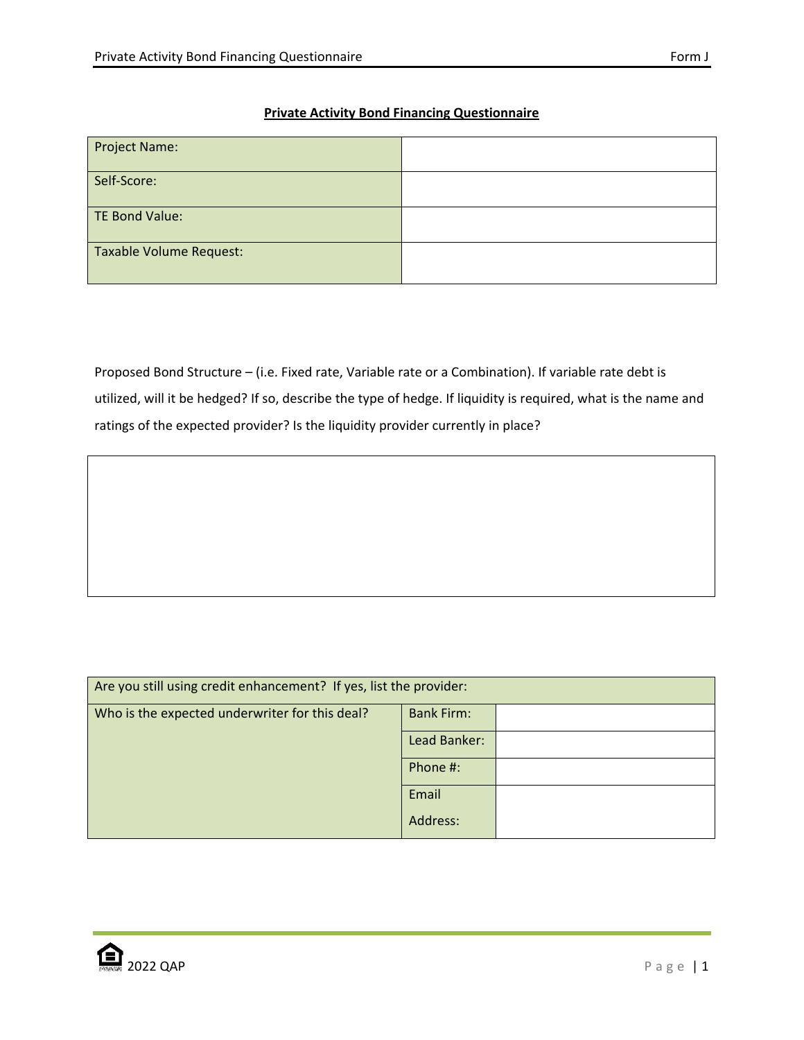## **Private Activity Bond Financing Questionnaire**

| | |
|---|---|
| Project Name: | |
| Self-Score: | |
| TE Bond Value: | |
| Taxable Volume Request: | |

Proposed Bond Structure – (i.e. Fixed rate, Variable rate or a Combination). If variable rate debt is utilized, will it be hedged? If so, describe the type of hedge. If liquidity is required, what is the name and ratings of the expected provider? Is the liquidity provider currently in place?

| |
|---|
| |

| | | |
|---|---|---|
| Are you still using credit enhancement? If yes, list the provider: | | |
| Who is the expected underwriter for this deal? | Bank Firm: | |
| | Lead Banker: | |
| | Phone #: | |
| | Email Address: | |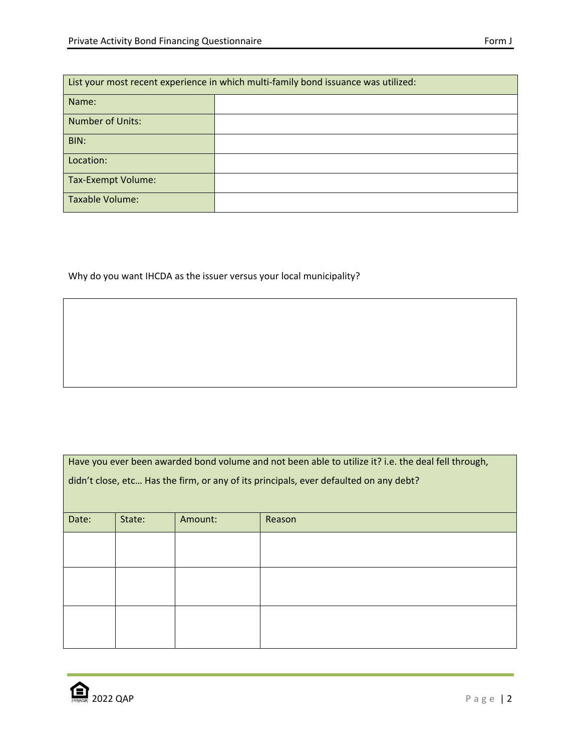| List your most recent experience in which multi-family bond issuance was utilized: | |
|---|---|
| Name: | |
| Number of Units: | |
| BIN: | |
| Location: | |
| Tax-Exempt Volume: | |
| Taxable Volume: | |

Why do you want IHCDA as the issuer versus your local municipality?

| |
|---|
| |

| Have you ever been awarded bond volume and not been able to utilize it? i.e. the deal fell through, didn't close, etc… Has the firm, or any of its principals, ever defaulted on any debt? | | | |
|---|---|---|---|
| Date: | State: | Amount: | Reason |
| | | | |
| | | | |
| | | | |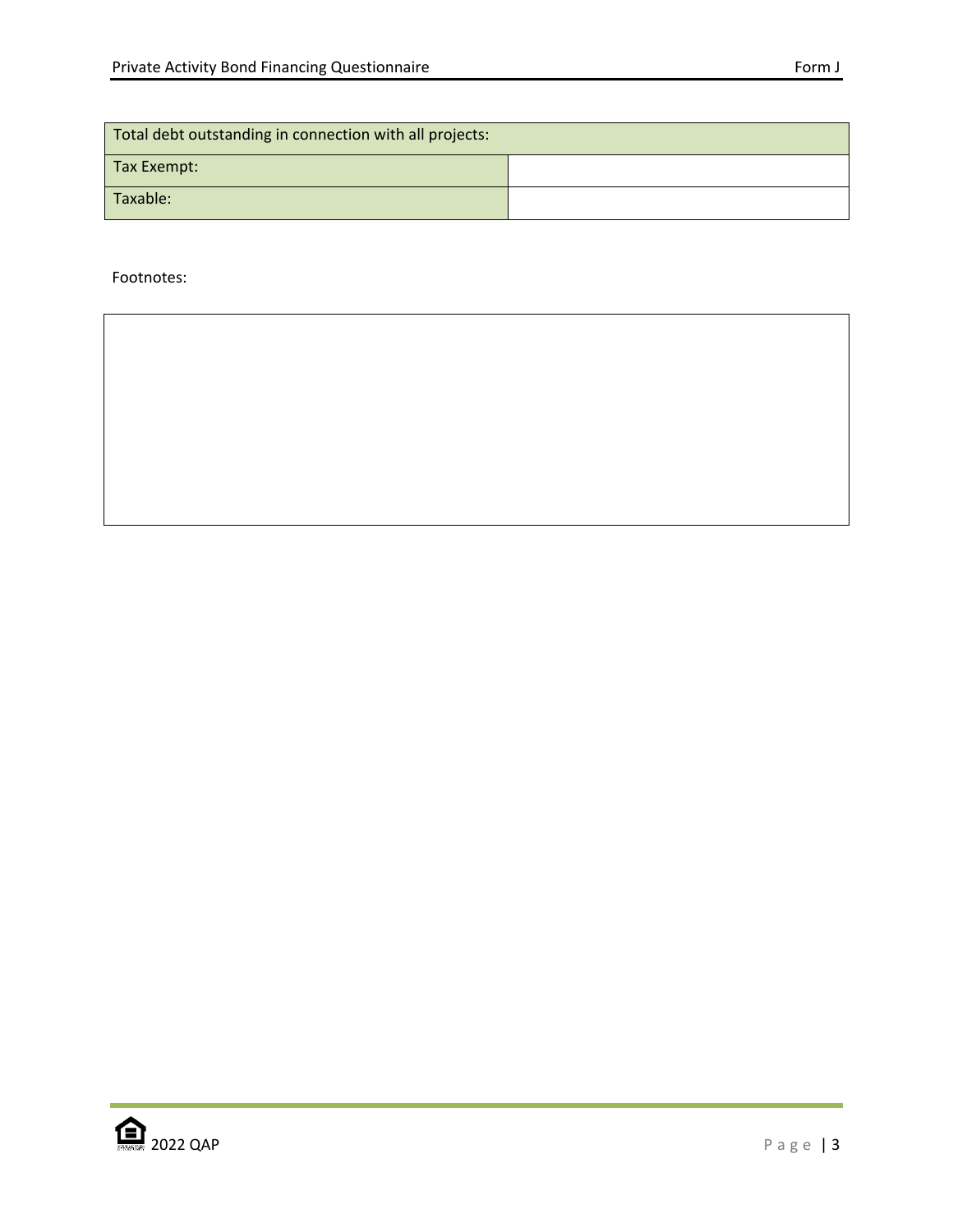| Total debt outstanding in connection with all projects: | |
|---|---|
| Tax Exempt: | |
| Taxable: | |

Footnotes: